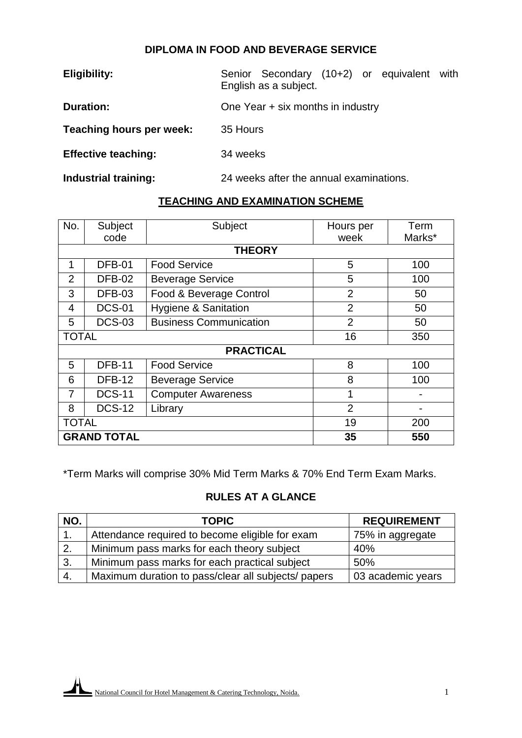# DIPLOMA IN FOOD AND BEVERAGE SERVICE

**Eligibility:** Senior Secondary (10+2) or equivalent with English as a subject.

**Duration:** One Year + six months in industry

**Teaching hours per week:** 35 Hours

**Effective teaching:** 34 weeks

**Industrial training:** 24 weeks after the annual examinations.

## TEACHING AND EXAMINATION SCHEME

| No. | Subject code | Subject | Hours per week | Term Marks* |
|---|---|---|---|---|
| **THEORY** | | | | |
| 1 | DFB-01 | Food Service | 5 | 100 |
| 2 | DFB-02 | Beverage Service | 5 | 100 |
| 3 | DFB-03 | Food & Beverage Control | 2 | 50 |
| 4 | DCS-01 | Hygiene & Sanitation | 2 | 50 |
| 5 | DCS-03 | Business Communication | 2 | 50 |
| TOTAL | | | 16 | 350 |
| **PRACTICAL** | | | | |
| 5 | DFB-11 | Food Service | 8 | 100 |
| 6 | DFB-12 | Beverage Service | 8 | 100 |
| 7 | DCS-11 | Computer Awareness | 1 | - |
| 8 | DCS-12 | Library | 2 | - |
| TOTAL | | | 19 | 200 |
| **GRAND TOTAL** | | | **35** | **550** |

*Term Marks will comprise 30% Mid Term Marks & 70% End Term Exam Marks.

## RULES AT A GLANCE

| NO. | TOPIC | REQUIREMENT |
|---|---|---|
| 1. | Attendance required to become eligible for exam | 75% in aggregate |
| 2. | Minimum pass marks for each theory subject | 40% |
| 3. | Minimum pass marks for each practical subject | 50% |
| 4. | Maximum duration to pass/clear all subjects/ papers | 03 academic years |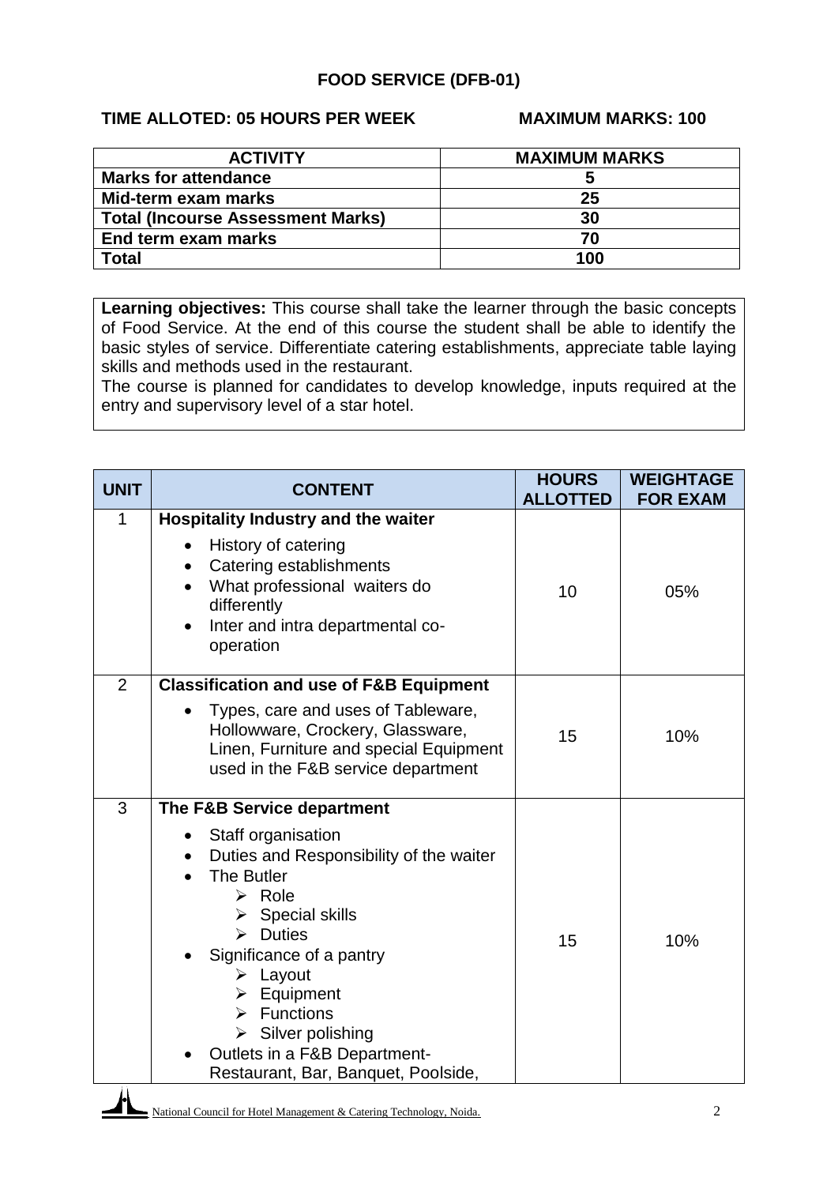# FOOD SERVICE (DFB-01)

**TIME ALLOTED: 05 HOURS PER WEEK** **MAXIMUM MARKS: 100**

| ACTIVITY | MAXIMUM MARKS |
|---|---|
| **Marks for attendance** | **5** |
| **Mid-term exam marks** | **25** |
| **Total (Incourse Assessment Marks)** | **30** |
| **End term exam marks** | **70** |
| **Total** | **100** |

**Learning objectives:** This course shall take the learner through the basic concepts of Food Service. At the end of this course the student shall be able to identify the basic styles of service. Differentiate catering establishments, appreciate table laying skills and methods used in the restaurant.
The course is planned for candidates to develop knowledge, inputs required at the entry and supervisory level of a star hotel.

| UNIT | CONTENT | HOURS ALLOTTED | WEIGHTAGE FOR EXAM |
|---|---|---|---|
| 1 | **Hospitality Industry and the waiter**<br>• History of catering<br>• Catering establishments<br>• What professional waiters do differently<br>• Inter and intra departmental co-operation | 10 | 05% |
| 2 | **Classification and use of F&B Equipment**<br>• Types, care and uses of Tableware, Hollowware, Crockery, Glassware, Linen, Furniture and special Equipment used in the F&B service department | 15 | 10% |
| 3 | **The F&B Service department**<br>• Staff organisation<br>• Duties and Responsibility of the waiter<br>• The Butler<br>➢ Role<br>➢ Special skills<br>➢ Duties<br>• Significance of a pantry<br>➢ Layout<br>➢ Equipment<br>➢ Functions<br>➢ Silver polishing<br>• Outlets in a F&B Department- Restaurant, Bar, Banquet, Poolside, | 15 | 10% |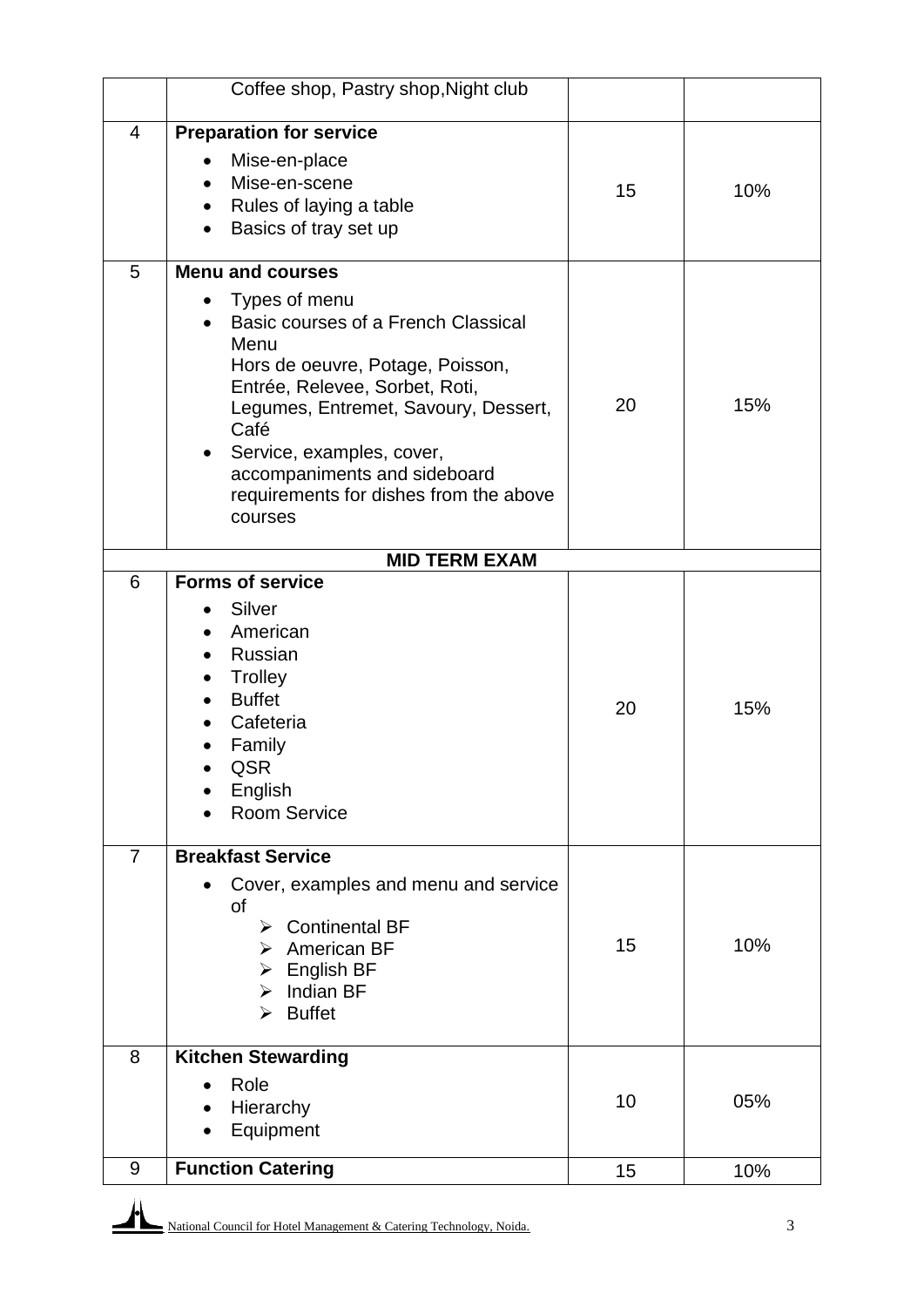| | | | |
|---|---|---|---|
| | Coffee shop, Pastry shop,Night club | | |
| 4 | **Preparation for service**<br>• Mise-en-place<br>• Mise-en-scene<br>• Rules of laying a table<br>• Basics of tray set up | 15 | 10% |
| 5 | **Menu and courses**<br>• Types of menu<br>• Basic courses of a French Classical Menu<br>Hors de oeuvre, Potage, Poisson, Entrée, Relevee, Sorbet, Roti, Legumes, Entremet, Savoury, Dessert, Café<br>• Service, examples, cover, accompaniments and sideboard requirements for dishes from the above courses | 20 | 15% |
| | **MID TERM EXAM** | | |
| 6 | **Forms of service**<br>• Silver<br>• American<br>• Russian<br>• Trolley<br>• Buffet<br>• Cafeteria<br>• Family<br>• QSR<br>• English<br>• Room Service | 20 | 15% |
| 7 | **Breakfast Service**<br>• Cover, examples and menu and service of<br>➢ Continental BF<br>➢ American BF<br>➢ English BF<br>➢ Indian BF<br>➢ Buffet | 15 | 10% |
| 8 | **Kitchen Stewarding**<br>• Role<br>• Hierarchy<br>• Equipment | 10 | 05% |
| 9 | **Function Catering** | 15 | 10% |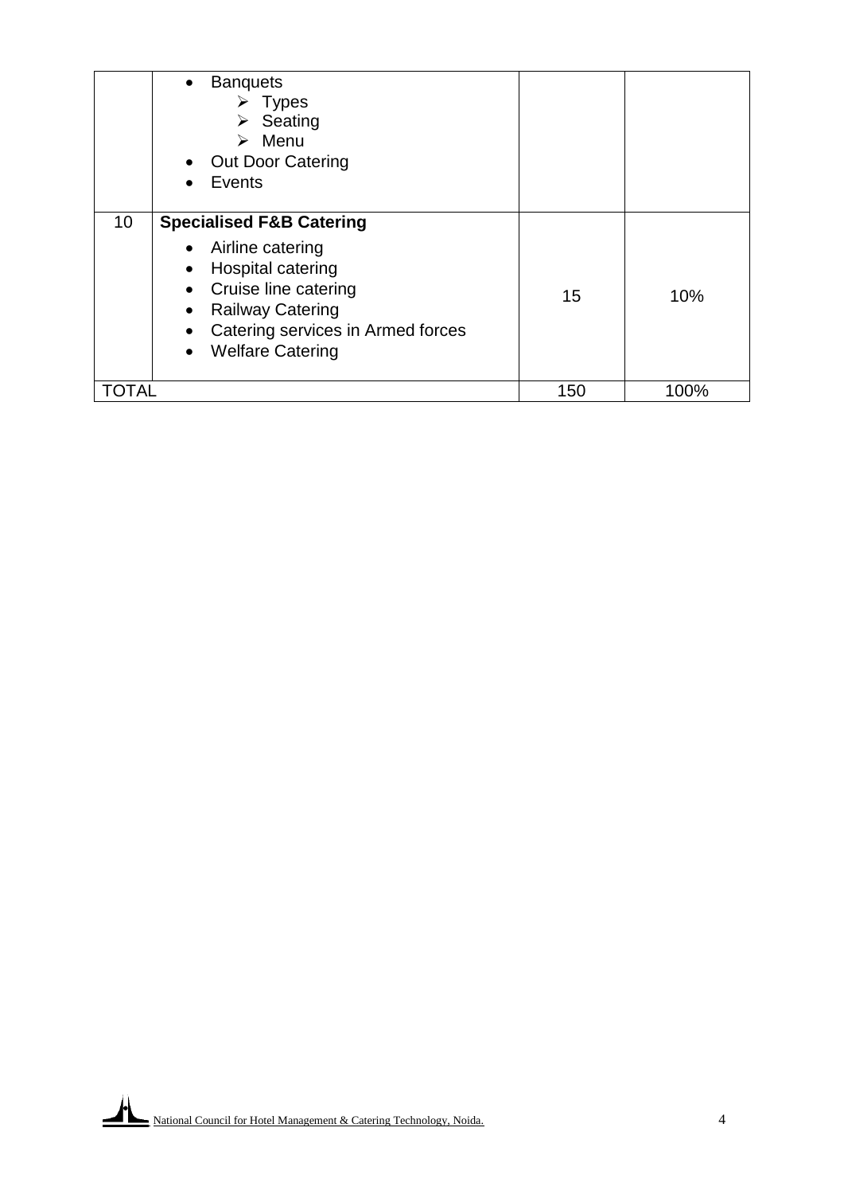| | | | |
|---|---|---|---|
| | • Banquets<br>➢ Types<br>➢ Seating<br>➢ Menu<br>• Out Door Catering<br>• Events | | |
| 10 | **Specialised F&B Catering**<br>• Airline catering<br>• Hospital catering<br>• Cruise line catering<br>• Railway Catering<br>• Catering services in Armed forces<br>• Welfare Catering | 15 | 10% |
| TOTAL | | 150 | 100% |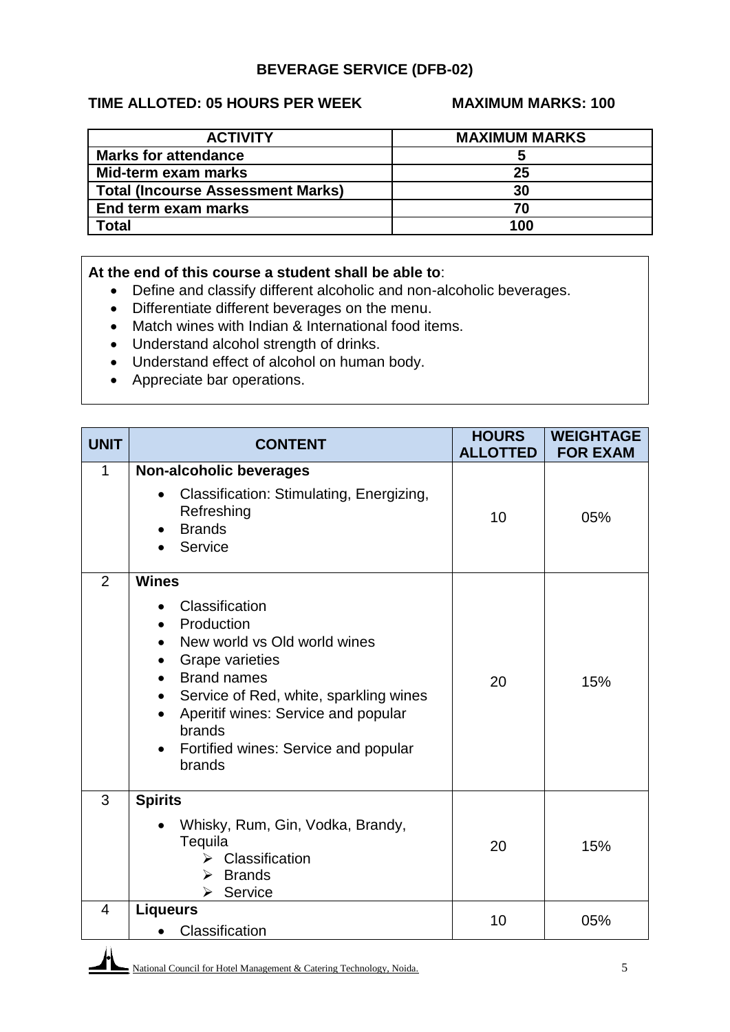## BEVERAGE SERVICE (DFB-02)

**TIME ALLOTED: 05 HOURS PER WEEK** **MAXIMUM MARKS: 100**

| ACTIVITY | MAXIMUM MARKS |
|---|---|
| **Marks for attendance** | **5** |
| **Mid-term exam marks** | **25** |
| **Total (Incourse Assessment Marks)** | **30** |
| **End term exam marks** | **70** |
| **Total** | **100** |

**At the end of this course a student shall be able to**:

- Define and classify different alcoholic and non-alcoholic beverages.
- Differentiate different beverages on the menu.
- Match wines with Indian & International food items.
- Understand alcohol strength of drinks.
- Understand effect of alcohol on human body.
- Appreciate bar operations.

| UNIT | CONTENT | HOURS ALLOTTED | WEIGHTAGE FOR EXAM |
|---|---|---|---|
| 1 | **Non-alcoholic beverages**<br>• Classification: Stimulating, Energizing, Refreshing<br>• Brands<br>• Service | 10 | 05% |
| 2 | **Wines**<br>• Classification<br>• Production<br>• New world vs Old world wines<br>• Grape varieties<br>• Brand names<br>• Service of Red, white, sparkling wines<br>• Aperitif wines: Service and popular brands<br>• Fortified wines: Service and popular brands | 20 | 15% |
| 3 | **Spirits**<br>• Whisky, Rum, Gin, Vodka, Brandy, Tequila<br>➢ Classification<br>➢ Brands<br>➢ Service | 20 | 15% |
| 4 | **Liqueurs**<br>• Classification | 10 | 05% |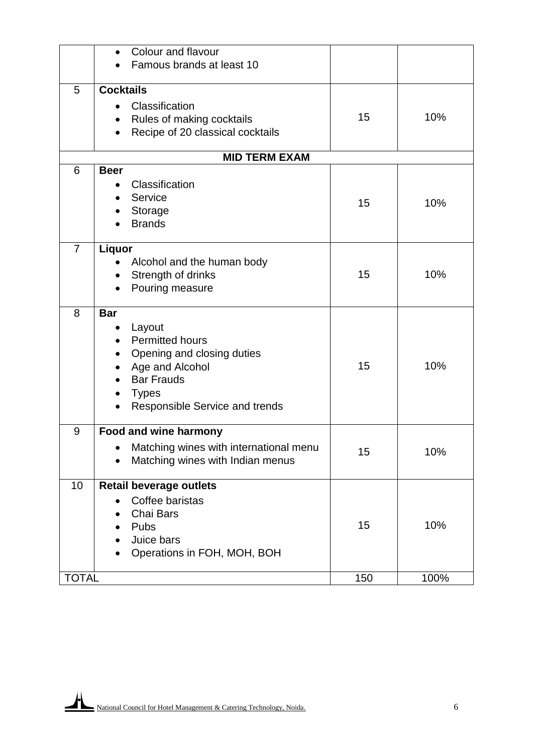| | | | |
|---|---|---|---|
| | • Colour and flavour<br>• Famous brands at least 10 | | |
| 5 | **Cocktails**<br>• Classification<br>• Rules of making cocktails<br>• Recipe of 20 classical cocktails | 15 | 10% |
| | **MID TERM EXAM** | | |
| 6 | **Beer**<br>• Classification<br>• Service<br>• Storage<br>• Brands | 15 | 10% |
| 7 | **Liquor**<br>• Alcohol and the human body<br>• Strength of drinks<br>• Pouring measure | 15 | 10% |
| 8 | **Bar**<br>• Layout<br>• Permitted hours<br>• Opening and closing duties<br>• Age and Alcohol<br>• Bar Frauds<br>• Types<br>• Responsible Service and trends | 15 | 10% |
| 9 | **Food and wine harmony**<br>• Matching wines with international menu<br>• Matching wines with Indian menus | 15 | 10% |
| 10 | **Retail beverage outlets**<br>• Coffee baristas<br>• Chai Bars<br>• Pubs<br>• Juice bars<br>• Operations in FOH, MOH, BOH | 15 | 10% |
| TOTAL | | 150 | 100% |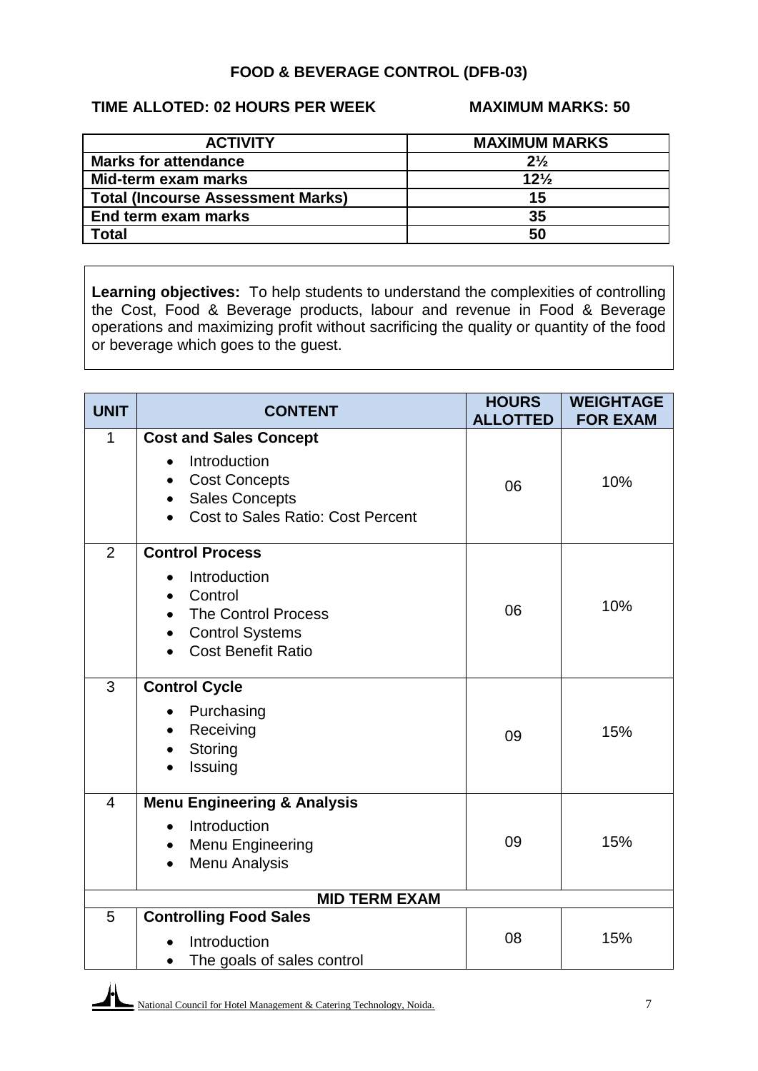# FOOD & BEVERAGE CONTROL (DFB-03)

**TIME ALLOTED: 02 HOURS PER WEEK** **MAXIMUM MARKS: 50**

| ACTIVITY | MAXIMUM MARKS |
|---|---|
| **Marks for attendance** | **2½** |
| **Mid-term exam marks** | **12½** |
| **Total (Incourse Assessment Marks)** | **15** |
| **End term exam marks** | **35** |
| **Total** | **50** |

**Learning objectives:** To help students to understand the complexities of controlling the Cost, Food & Beverage products, labour and revenue in Food & Beverage operations and maximizing profit without sacrificing the quality or quantity of the food or beverage which goes to the guest.

| UNIT | CONTENT | HOURS ALLOTTED | WEIGHTAGE FOR EXAM |
|---|---|---|---|
| 1 | **Cost and Sales Concept**<br>• Introduction<br>• Cost Concepts<br>• Sales Concepts<br>• Cost to Sales Ratio: Cost Percent | 06 | 10% |
| 2 | **Control Process**<br>• Introduction<br>• Control<br>• The Control Process<br>• Control Systems<br>• Cost Benefit Ratio | 06 | 10% |
| 3 | **Control Cycle**<br>• Purchasing<br>• Receiving<br>• Storing<br>• Issuing | 09 | 15% |
| 4 | **Menu Engineering & Analysis**<br>• Introduction<br>• Menu Engineering<br>• Menu Analysis | 09 | 15% |
| | **MID TERM EXAM** | | |
| 5 | **Controlling Food Sales**<br>• Introduction<br>• The goals of sales control | 08 | 15% |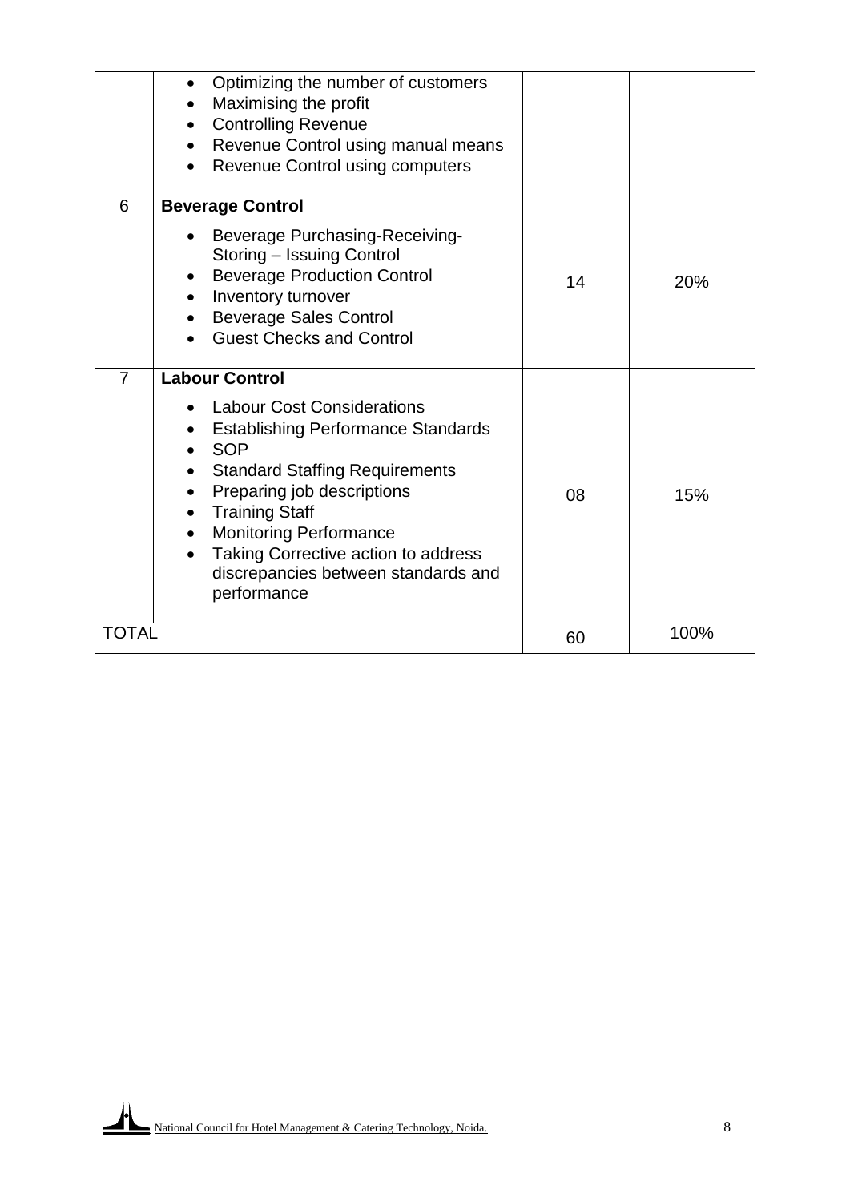| | | | |
|---|---|---|---|
| | • Optimizing the number of customers<br>• Maximising the profit<br>• Controlling Revenue<br>• Revenue Control using manual means<br>• Revenue Control using computers | | |
| 6 | **Beverage Control**<br>• Beverage Purchasing-Receiving-Storing – Issuing Control<br>• Beverage Production Control<br>• Inventory turnover<br>• Beverage Sales Control<br>• Guest Checks and Control | 14 | 20% |
| 7 | **Labour Control**<br>• Labour Cost Considerations<br>• Establishing Performance Standards<br>• SOP<br>• Standard Staffing Requirements<br>• Preparing job descriptions<br>• Training Staff<br>• Monitoring Performance<br>• Taking Corrective action to address discrepancies between standards and performance | 08 | 15% |
| TOTAL | | 60 | 100% |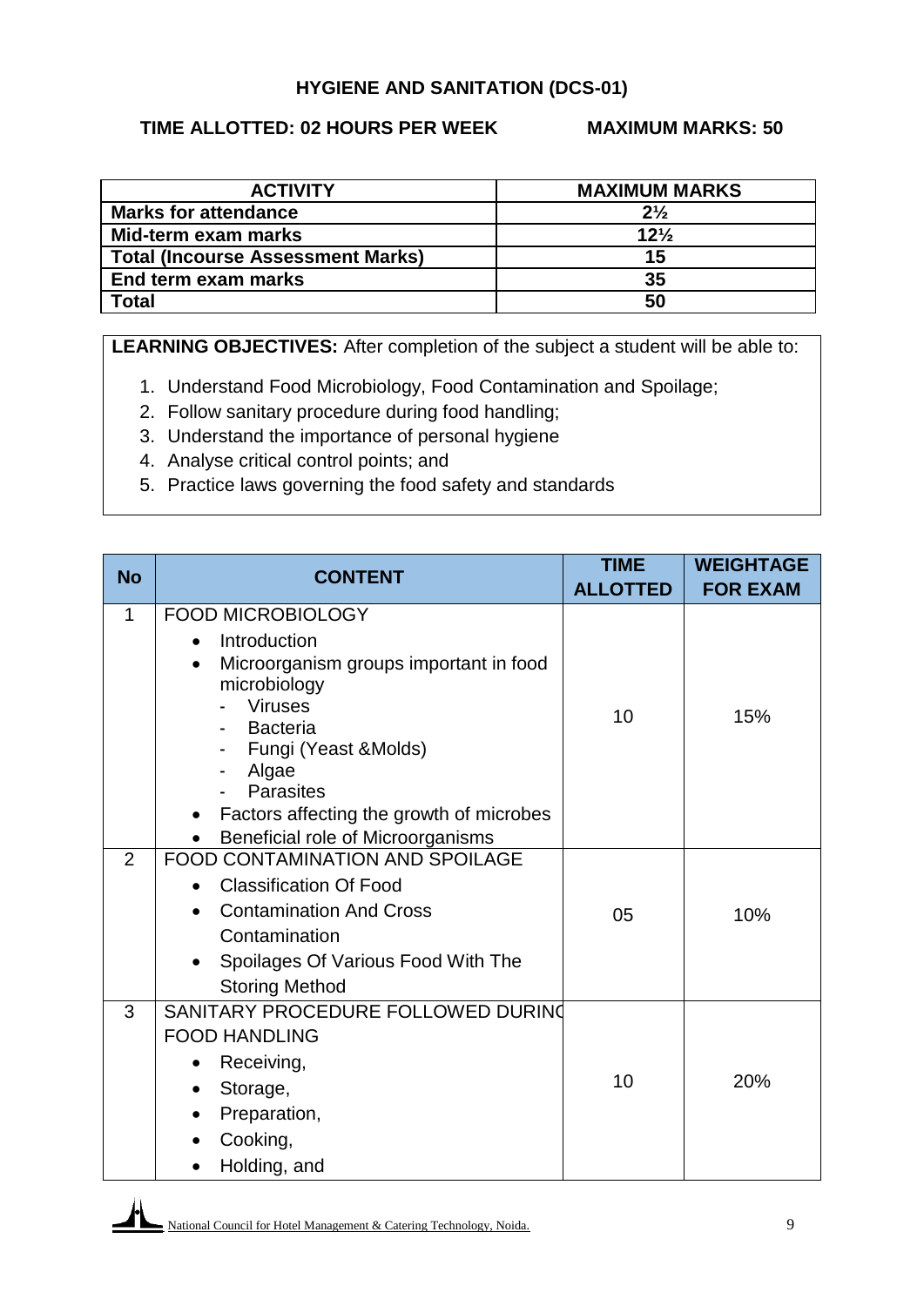## HYGIENE AND SANITATION (DCS-01)

**TIME ALLOTTED: 02 HOURS PER WEEK** **MAXIMUM MARKS: 50**

| ACTIVITY | MAXIMUM MARKS |
|---|---|
| **Marks for attendance** | **2½** |
| **Mid-term exam marks** | **12½** |
| **Total (Incourse Assessment Marks)** | **15** |
| **End term exam marks** | **35** |
| **Total** | **50** |

**LEARNING OBJECTIVES:** After completion of the subject a student will be able to:

1. Understand Food Microbiology, Food Contamination and Spoilage;
2. Follow sanitary procedure during food handling;
3. Understand the importance of personal hygiene
4. Analyse critical control points; and
5. Practice laws governing the food safety and standards

| No | CONTENT | TIME ALLOTTED | WEIGHTAGE FOR EXAM |
|---|---|---|---|
| 1 | FOOD MICROBIOLOGY<br>• Introduction<br>• Microorganism groups important in food microbiology<br>- Viruses<br>- Bacteria<br>- Fungi (Yeast &Molds)<br>- Algae<br>- Parasites<br>• Factors affecting the growth of microbes<br>• Beneficial role of Microorganisms | 10 | 15% |
| 2 | FOOD CONTAMINATION AND SPOILAGE<br>• Classification Of Food<br>• Contamination And Cross Contamination<br>• Spoilages Of Various Food With The Storing Method | 05 | 10% |
| 3 | SANITARY PROCEDURE FOLLOWED DURING FOOD HANDLING<br>• Receiving,<br>• Storage,<br>• Preparation,<br>• Cooking,<br>• Holding, and | 10 | 20% |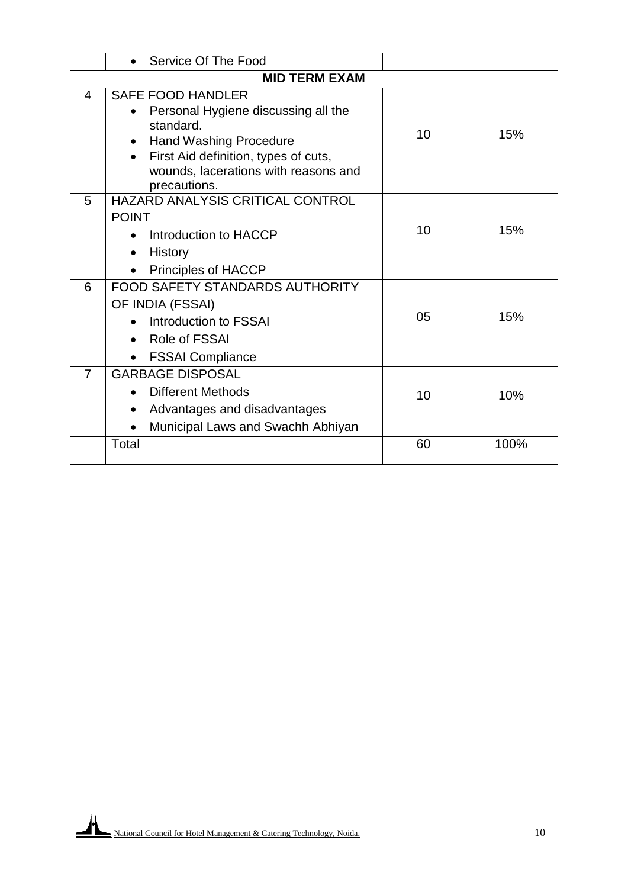|  |  |  |  |
|---|---|---|---|
|  | • Service Of The Food |  |  |
| **MID TERM EXAM** |  |  |  |
| 4 | SAFE FOOD HANDLER<br>• Personal Hygiene discussing all the standard.<br>• Hand Washing Procedure<br>• First Aid definition, types of cuts, wounds, lacerations with reasons and precautions. | 10 | 15% |
| 5 | HAZARD ANALYSIS CRITICAL CONTROL POINT<br>• Introduction to HACCP<br>• History<br>• Principles of HACCP | 10 | 15% |
| 6 | FOOD SAFETY STANDARDS AUTHORITY OF INDIA (FSSAI)<br>• Introduction to FSSAI<br>• Role of FSSAI<br>• FSSAI Compliance | 05 | 15% |
| 7 | GARBAGE DISPOSAL<br>• Different Methods<br>• Advantages and disadvantages<br>• Municipal Laws and Swachh Abhiyan | 10 | 10% |
|  | Total | 60 | 100% |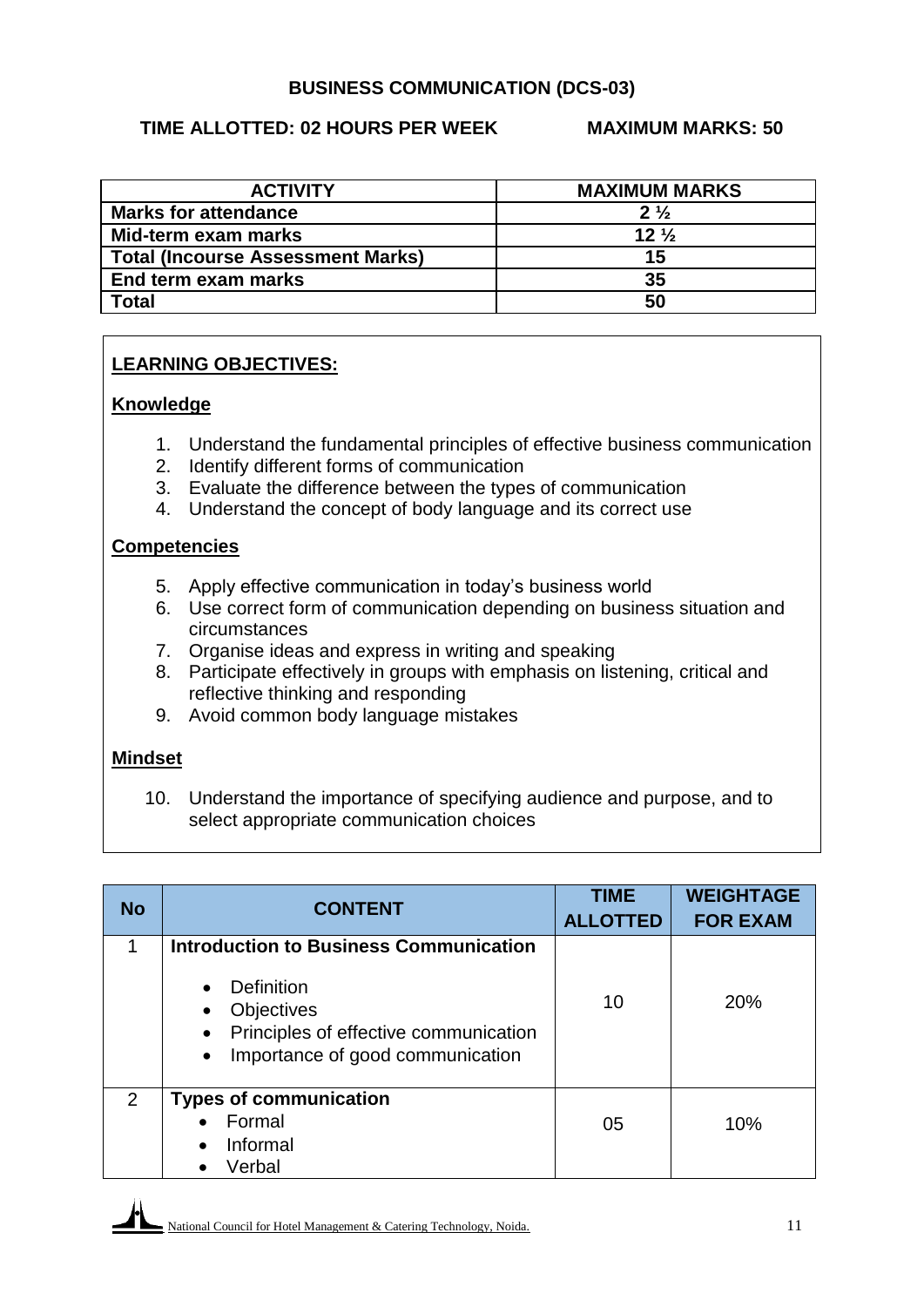## BUSINESS COMMUNICATION (DCS-03)

**TIME ALLOTTED: 02 HOURS PER WEEK** **MAXIMUM MARKS: 50**

| ACTIVITY | MAXIMUM MARKS |
|---|---|
| Marks for attendance | 2 ½ |
| Mid-term exam marks | 12 ½ |
| Total (Incourse Assessment Marks) | 15 |
| End term exam marks | 35 |
| Total | 50 |

### LEARNING OBJECTIVES:

**Knowledge**

1. Understand the fundamental principles of effective business communication
2. Identify different forms of communication
3. Evaluate the difference between the types of communication
4. Understand the concept of body language and its correct use

**Competencies**

5. Apply effective communication in today's business world
6. Use correct form of communication depending on business situation and circumstances
7. Organise ideas and express in writing and speaking
8. Participate effectively in groups with emphasis on listening, critical and reflective thinking and responding
9. Avoid common body language mistakes

**Mindset**

10. Understand the importance of specifying audience and purpose, and to select appropriate communication choices

| No | CONTENT | TIME ALLOTTED | WEIGHTAGE FOR EXAM |
|---|---|---|---|
| 1 | **Introduction to Business Communication**<br>• Definition<br>• Objectives<br>• Principles of effective communication<br>• Importance of good communication | 10 | 20% |
| 2 | **Types of communication**<br>• Formal<br>• Informal<br>• Verbal | 05 | 10% |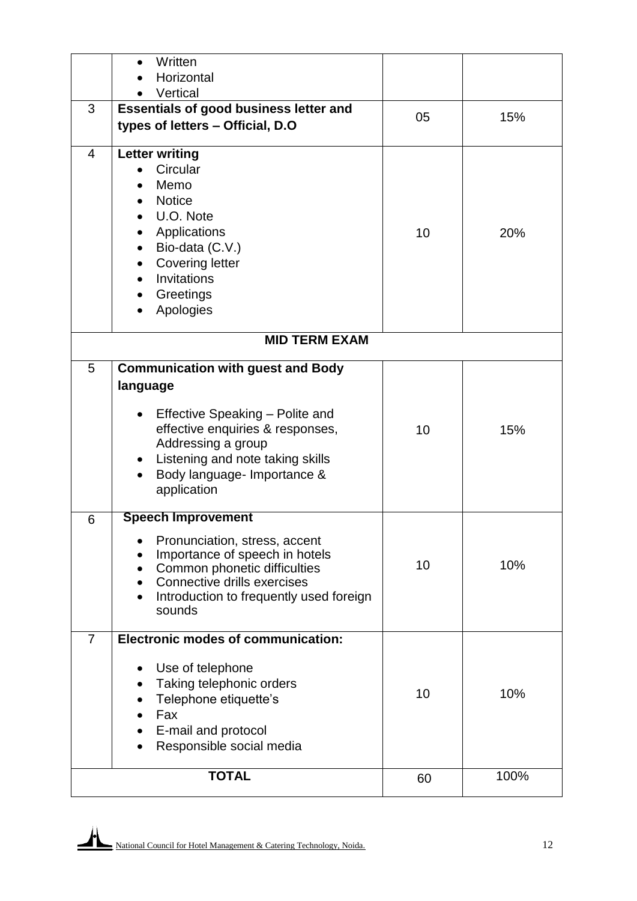| | | | |
|---|---|---|---|
| | • Written<br>• Horizontal<br>• Vertical | | |
| 3 | **Essentials of good business letter and types of letters – Official, D.O** | 05 | 15% |
| 4 | **Letter writing**<br>• Circular<br>• Memo<br>• Notice<br>• U.O. Note<br>• Applications<br>• Bio-data (C.V.)<br>• Covering letter<br>• Invitations<br>• Greetings<br>• Apologies | 10 | 20% |
| **MID TERM EXAM** | | | |
| 5 | **Communication with guest and Body language**<br>• Effective Speaking – Polite and effective enquiries & responses, Addressing a group<br>• Listening and note taking skills<br>• Body language- Importance & application | 10 | 15% |
| 6 | **Speech Improvement**<br>• Pronunciation, stress, accent<br>• Importance of speech in hotels<br>• Common phonetic difficulties<br>• Connective drills exercises<br>• Introduction to frequently used foreign sounds | 10 | 10% |
| 7 | **Electronic modes of communication:**<br>• Use of telephone<br>• Taking telephonic orders<br>• Telephone etiquette's<br>• Fax<br>• E-mail and protocol<br>• Responsible social media | 10 | 10% |
| **TOTAL** | | 60 | 100% |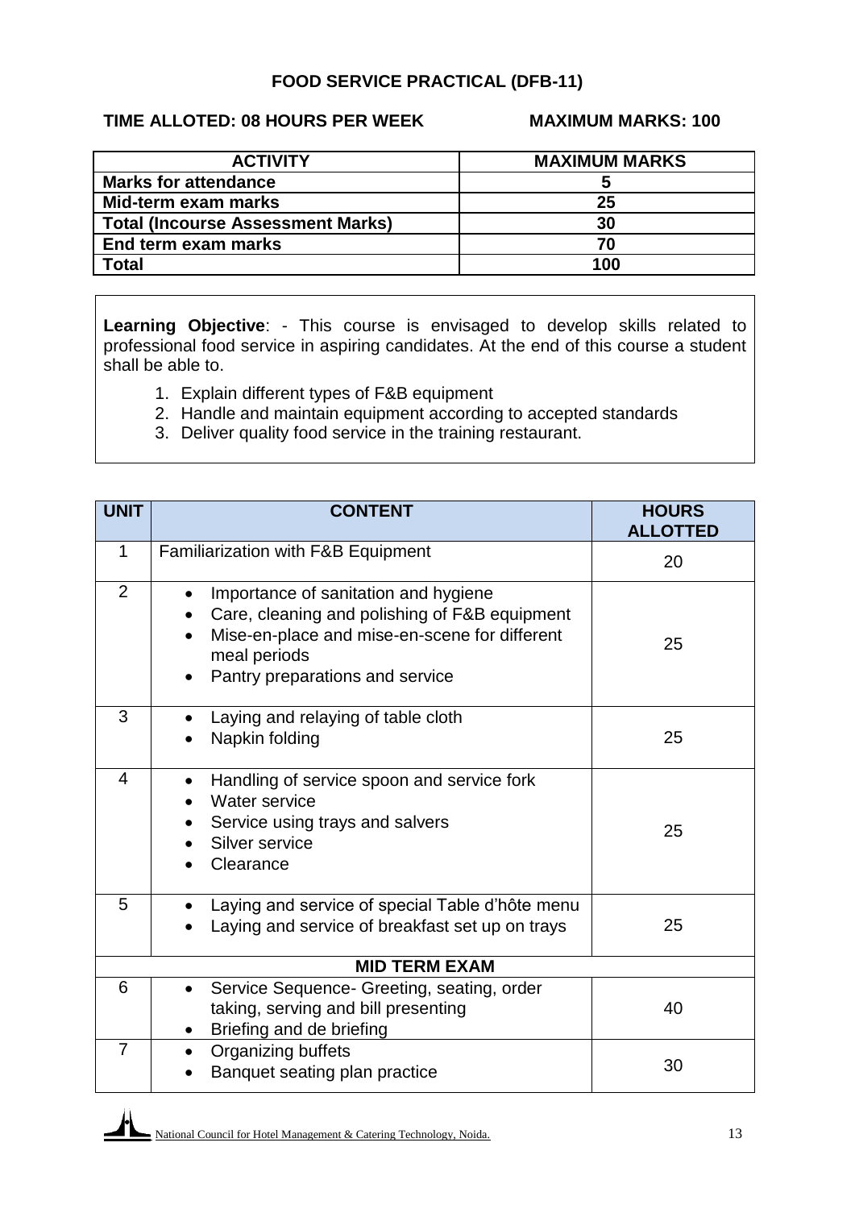# FOOD SERVICE PRACTICAL (DFB-11)

**TIME ALLOTED: 08 HOURS PER WEEK** **MAXIMUM MARKS: 100**

| ACTIVITY | MAXIMUM MARKS |
|---|---|
| **Marks for attendance** | **5** |
| **Mid-term exam marks** | **25** |
| **Total (Incourse Assessment Marks)** | **30** |
| **End term exam marks** | **70** |
| **Total** | **100** |

**Learning Objective**: - This course is envisaged to develop skills related to professional food service in aspiring candidates. At the end of this course a student shall be able to.

1. Explain different types of F&B equipment
2. Handle and maintain equipment according to accepted standards
3. Deliver quality food service in the training restaurant.

| UNIT | CONTENT | HOURS ALLOTTED |
|---|---|---|
| 1 | Familiarization with F&B Equipment | 20 |
| 2 | • Importance of sanitation and hygiene<br>• Care, cleaning and polishing of F&B equipment<br>• Mise-en-place and mise-en-scene for different meal periods<br>• Pantry preparations and service | 25 |
| 3 | • Laying and relaying of table cloth<br>• Napkin folding | 25 |
| 4 | • Handling of service spoon and service fork<br>• Water service<br>• Service using trays and salvers<br>• Silver service<br>• Clearance | 25 |
| 5 | • Laying and service of special Table d'hôte menu<br>• Laying and service of breakfast set up on trays | 25 |
| | **MID TERM EXAM** | |
| 6 | • Service Sequence- Greeting, seating, order taking, serving and bill presenting<br>• Briefing and de briefing | 40 |
| 7 | • Organizing buffets<br>• Banquet seating plan practice | 30 |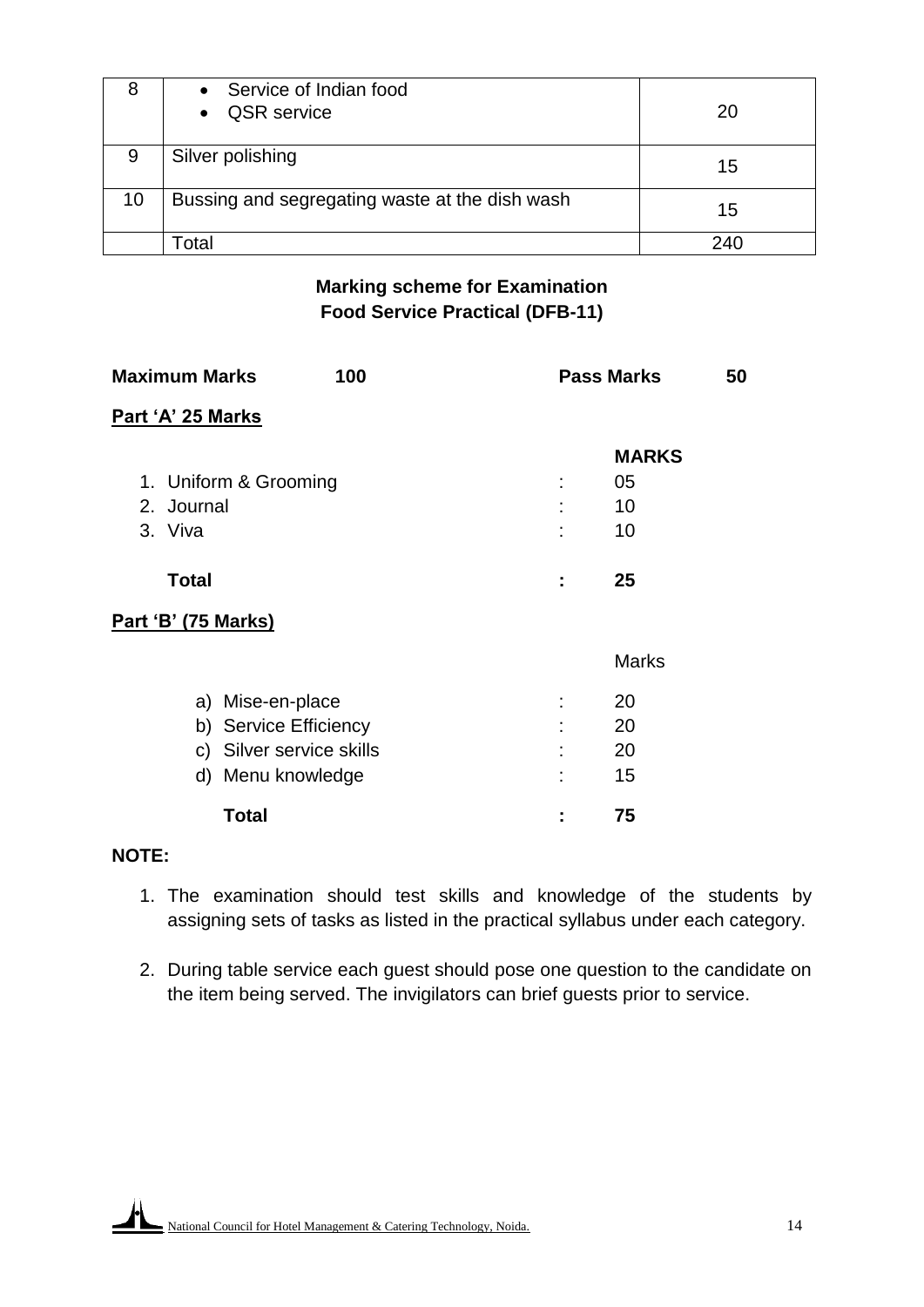| 8 | • Service of Indian food<br>• QSR service | 20 |
|---|---|---|
| 9 | Silver polishing | 15 |
| 10 | Bussing and segregating waste at the dish wash | 15 |
| | Total | 240 |

**Marking scheme for Examination**
**Food Service Practical (DFB-11)**

**Maximum Marks 100** **Pass Marks 50**

**Part 'A' 25 Marks**

| | | **MARKS** |
|---|---|---|
| 1. Uniform & Grooming | : | 05 |
| 2. Journal | : | 10 |
| 3. Viva | : | 10 |
| **Total** | **:** | **25** |

**Part 'B' (75 Marks)**

| | | Marks |
|---|---|---|
| a) Mise-en-place | : | 20 |
| b) Service Efficiency | : | 20 |
| c) Silver service skills | : | 20 |
| d) Menu knowledge | : | 15 |
| **Total** | **:** | **75** |

**NOTE:**

1. The examination should test skills and knowledge of the students by assigning sets of tasks as listed in the practical syllabus under each category.
2. During table service each guest should pose one question to the candidate on the item being served. The invigilators can brief guests prior to service.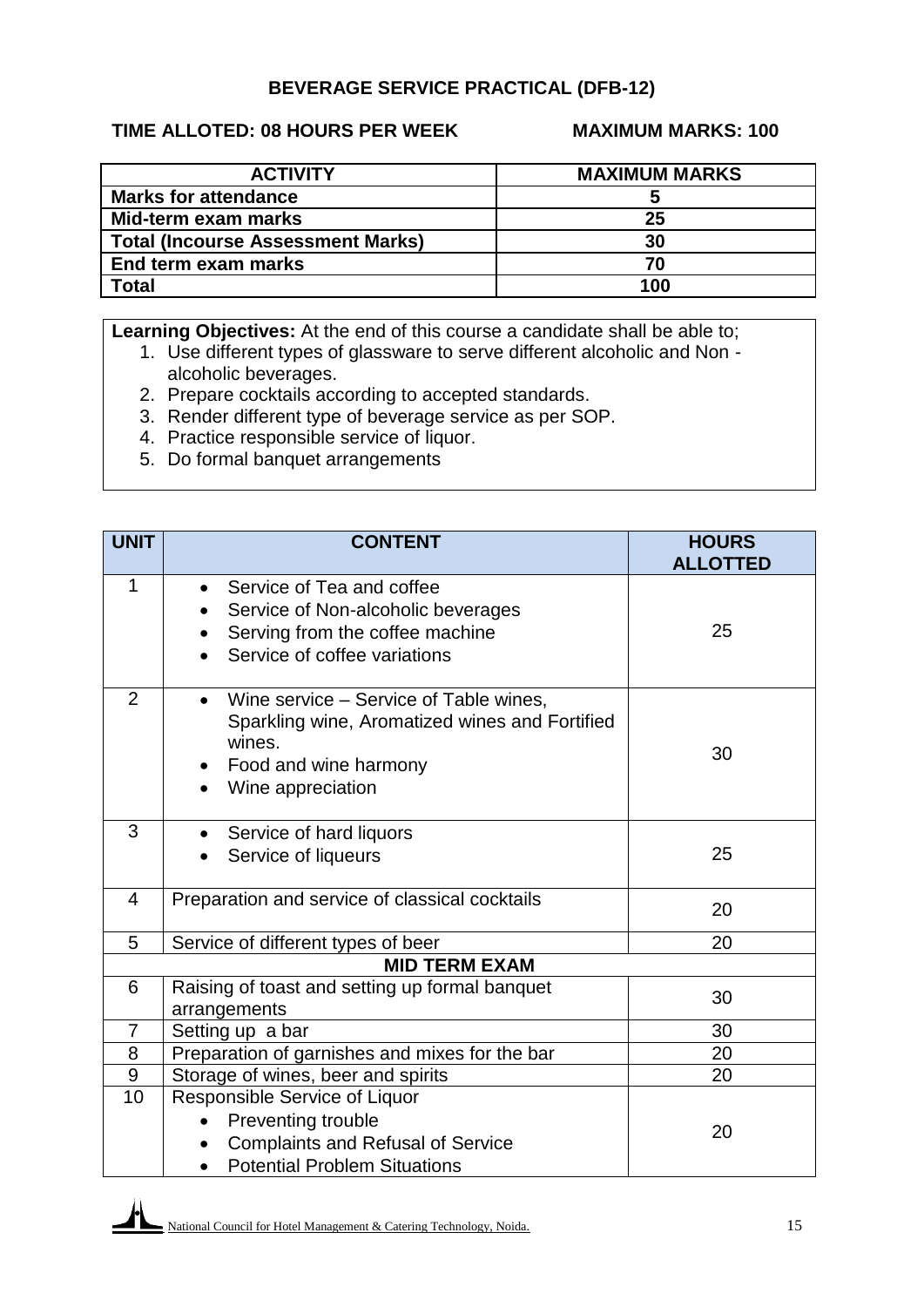## BEVERAGE SERVICE PRACTICAL (DFB-12)

**TIME ALLOTED: 08 HOURS PER WEEK** **MAXIMUM MARKS: 100**

| ACTIVITY | MAXIMUM MARKS |
|---|---|
| **Marks for attendance** | **5** |
| **Mid-term exam marks** | **25** |
| **Total (Incourse Assessment Marks)** | **30** |
| **End term exam marks** | **70** |
| **Total** | **100** |

**Learning Objectives:** At the end of this course a candidate shall be able to;

1. Use different types of glassware to serve different alcoholic and Non - alcoholic beverages.
2. Prepare cocktails according to accepted standards.
3. Render different type of beverage service as per SOP.
4. Practice responsible service of liquor.
5. Do formal banquet arrangements

| UNIT | CONTENT | HOURS ALLOTTED |
|---|---|---|
| 1 | • Service of Tea and coffee<br>• Service of Non-alcoholic beverages<br>• Serving from the coffee machine<br>• Service of coffee variations | 25 |
| 2 | • Wine service – Service of Table wines, Sparkling wine, Aromatized wines and Fortified wines.<br>• Food and wine harmony<br>• Wine appreciation | 30 |
| 3 | • Service of hard liquors<br>• Service of liqueurs | 25 |
| 4 | Preparation and service of classical cocktails | 20 |
| 5 | Service of different types of beer | 20 |
| | **MID TERM EXAM** | |
| 6 | Raising of toast and setting up formal banquet arrangements | 30 |
| 7 | Setting up a bar | 30 |
| 8 | Preparation of garnishes and mixes for the bar | 20 |
| 9 | Storage of wines, beer and spirits | 20 |
| 10 | Responsible Service of Liquor<br>• Preventing trouble<br>• Complaints and Refusal of Service<br>• Potential Problem Situations | 20 |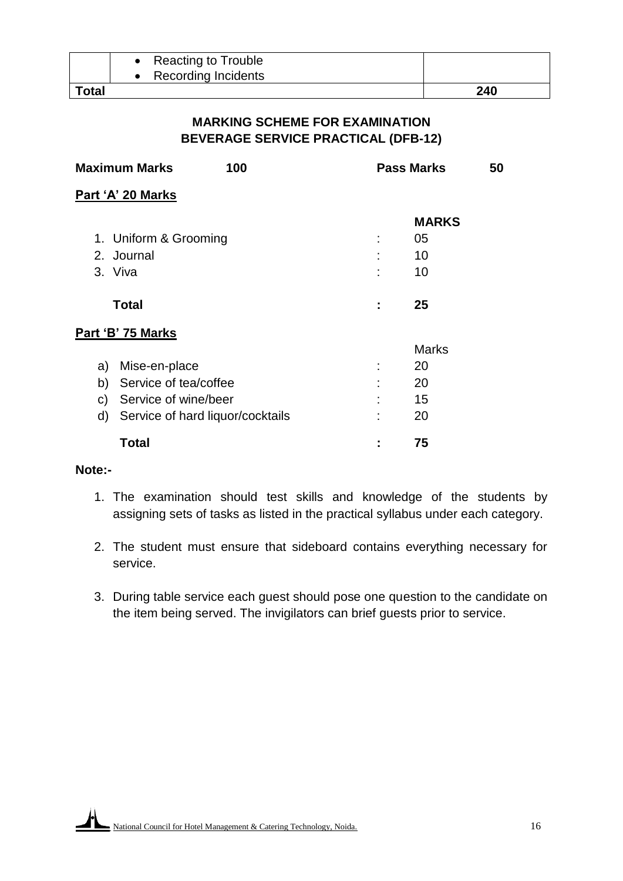|  | • Reacting to Trouble<br>• Recording Incidents |  |
|---|---|---|
| **Total** |  | **240** |

## MARKING SCHEME FOR EXAMINATION
## BEVERAGE SERVICE PRACTICAL (DFB-12)

**Maximum Marks 100** **Pass Marks 50**

**Part 'A' 20 Marks**

|  |  | **MARKS** |
|---|---|---|
| 1. Uniform & Grooming | : | 05 |
| 2. Journal | : | 10 |
| 3. Viva | : | 10 |
| **Total** | **:** | **25** |

**Part 'B' 75 Marks**

|  |  | Marks |
|---|---|---|
| a) Mise-en-place | : | 20 |
| b) Service of tea/coffee | : | 20 |
| c) Service of wine/beer | : | 15 |
| d) Service of hard liquor/cocktails | : | 20 |
| **Total** | **:** | **75** |

**Note:-**

1. The examination should test skills and knowledge of the students by assigning sets of tasks as listed in the practical syllabus under each category.

2. The student must ensure that sideboard contains everything necessary for service.

3. During table service each guest should pose one question to the candidate on the item being served. The invigilators can brief guests prior to service.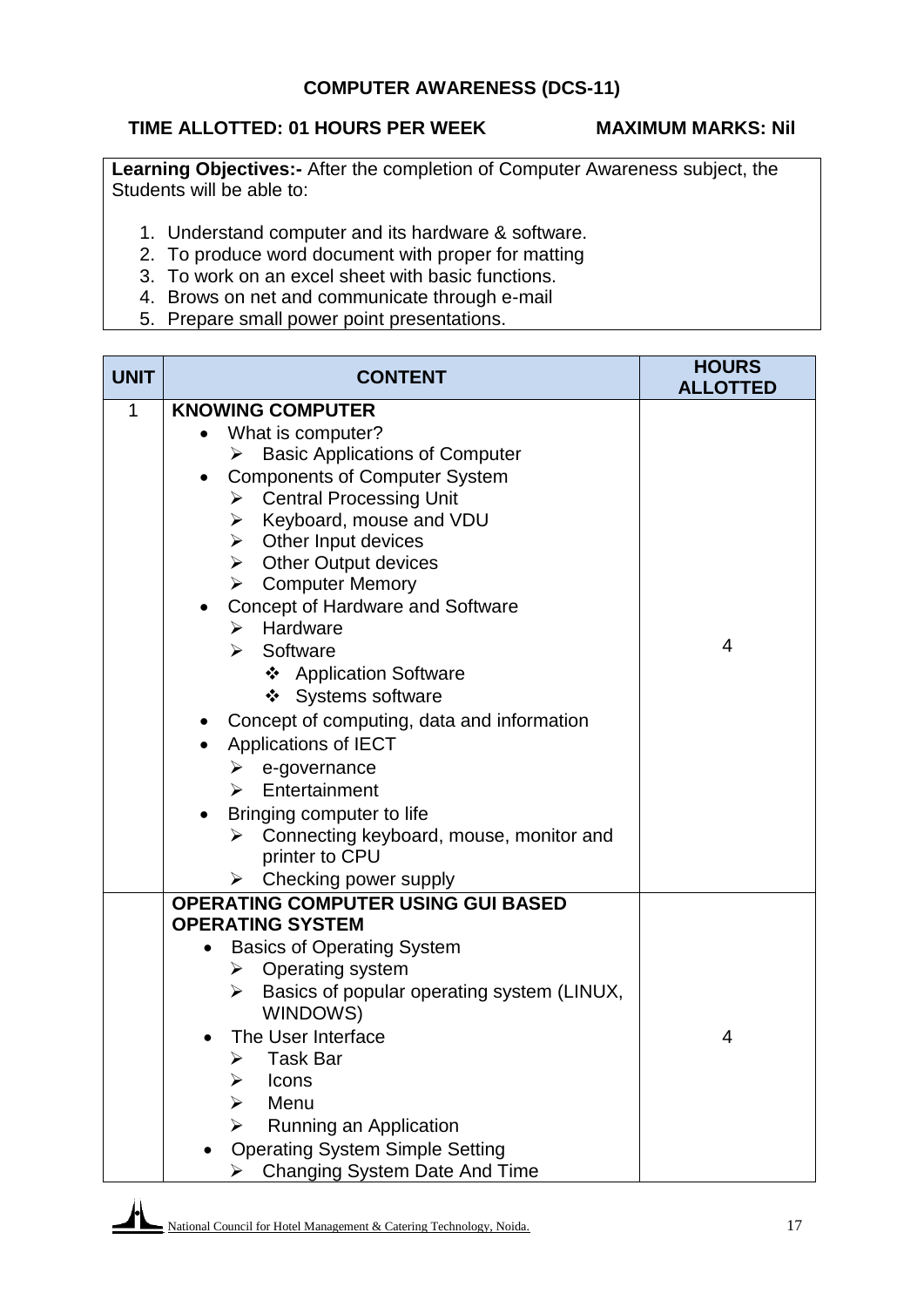## COMPUTER AWARENESS (DCS-11)

**TIME ALLOTTED: 01 HOURS PER WEEK** **MAXIMUM MARKS: Nil**

**Learning Objectives:-** After the completion of Computer Awareness subject, the Students will be able to:

1. Understand computer and its hardware & software.
2. To produce word document with proper for matting
3. To work on an excel sheet with basic functions.
4. Brows on net and communicate through e-mail
5. Prepare small power point presentations.

| UNIT | CONTENT | HOURS ALLOTTED |
|---|---|---|
| 1 | **KNOWING COMPUTER**<br>• What is computer?<br>&nbsp;&nbsp;➢ Basic Applications of Computer<br>• Components of Computer System<br>&nbsp;&nbsp;➢ Central Processing Unit<br>&nbsp;&nbsp;➢ Keyboard, mouse and VDU<br>&nbsp;&nbsp;➢ Other Input devices<br>&nbsp;&nbsp;➢ Other Output devices<br>&nbsp;&nbsp;➢ Computer Memory<br>• Concept of Hardware and Software<br>&nbsp;&nbsp;➢ Hardware<br>&nbsp;&nbsp;➢ Software<br>&nbsp;&nbsp;&nbsp;&nbsp;❖ Application Software<br>&nbsp;&nbsp;&nbsp;&nbsp;❖ Systems software<br>• Concept of computing, data and information<br>• Applications of IECT<br>&nbsp;&nbsp;➢ e-governance<br>&nbsp;&nbsp;➢ Entertainment<br>• Bringing computer to life<br>&nbsp;&nbsp;➢ Connecting keyboard, mouse, monitor and printer to CPU<br>&nbsp;&nbsp;➢ Checking power supply | 4 |
| | **OPERATING COMPUTER USING GUI BASED OPERATING SYSTEM**<br>• Basics of Operating System<br>&nbsp;&nbsp;➢ Operating system<br>&nbsp;&nbsp;➢ Basics of popular operating system (LINUX, WINDOWS)<br>• The User Interface<br>&nbsp;&nbsp;➢ Task Bar<br>&nbsp;&nbsp;➢ Icons<br>&nbsp;&nbsp;➢ Menu<br>&nbsp;&nbsp;➢ Running an Application<br>• Operating System Simple Setting<br>&nbsp;&nbsp;➢ Changing System Date And Time | 4 |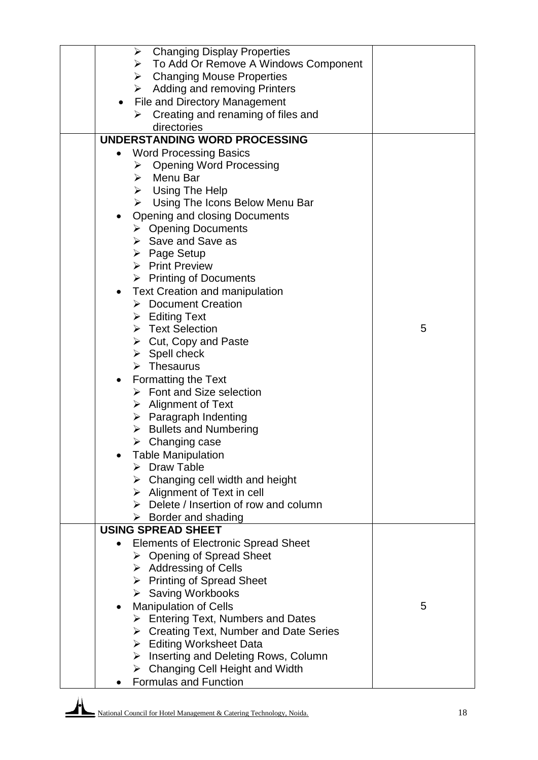| | | |
|---|---|---|
| | ➢ Changing Display Properties<br>➢ To Add Or Remove A Windows Component<br>➢ Changing Mouse Properties<br>➢ Adding and removing Printers<br>• File and Directory Management<br>➢ Creating and renaming of files and directories | |
| | **UNDERSTANDING WORD PROCESSING**<br>• Word Processing Basics<br>➢ Opening Word Processing<br>➢ Menu Bar<br>➢ Using The Help<br>➢ Using The Icons Below Menu Bar<br>• Opening and closing Documents<br>➢ Opening Documents<br>➢ Save and Save as<br>➢ Page Setup<br>➢ Print Preview<br>➢ Printing of Documents<br>• Text Creation and manipulation<br>➢ Document Creation<br>➢ Editing Text<br>➢ Text Selection<br>➢ Cut, Copy and Paste<br>➢ Spell check<br>➢ Thesaurus<br>• Formatting the Text<br>➢ Font and Size selection<br>➢ Alignment of Text<br>➢ Paragraph Indenting<br>➢ Bullets and Numbering<br>➢ Changing case<br>• Table Manipulation<br>➢ Draw Table<br>➢ Changing cell width and height<br>➢ Alignment of Text in cell<br>➢ Delete / Insertion of row and column<br>➢ Border and shading | 5 |
| | **USING SPREAD SHEET**<br>• Elements of Electronic Spread Sheet<br>➢ Opening of Spread Sheet<br>➢ Addressing of Cells<br>➢ Printing of Spread Sheet<br>➢ Saving Workbooks<br>• Manipulation of Cells<br>➢ Entering Text, Numbers and Dates<br>➢ Creating Text, Number and Date Series<br>➢ Editing Worksheet Data<br>➢ Inserting and Deleting Rows, Column<br>➢ Changing Cell Height and Width<br>• Formulas and Function | 5 |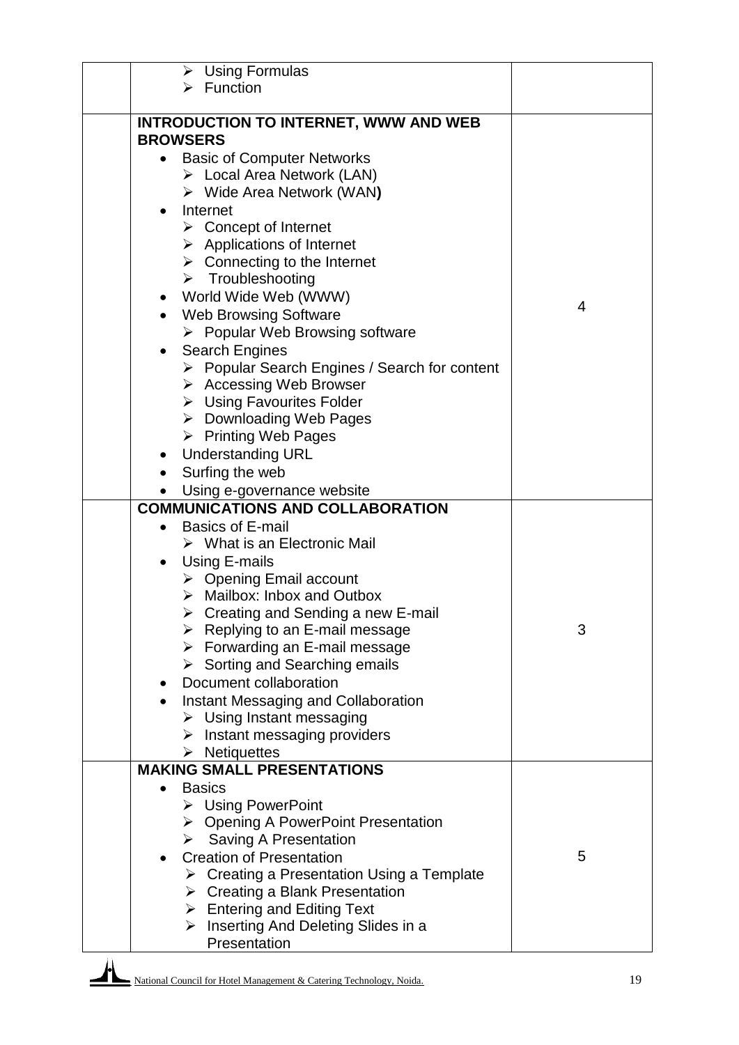|  | Content | Hours |
|---|---|---|
|  | ➢ Using Formulas<br>➢ Function |  |
|  | **INTRODUCTION TO INTERNET, WWW AND WEB BROWSERS**<br>• Basic of Computer Networks<br>➢ Local Area Network (LAN)<br>➢ Wide Area Network (WAN)<br>• Internet<br>➢ Concept of Internet<br>➢ Applications of Internet<br>➢ Connecting to the Internet<br>➢ Troubleshooting<br>• World Wide Web (WWW)<br>• Web Browsing Software<br>➢ Popular Web Browsing software<br>• Search Engines<br>➢ Popular Search Engines / Search for content<br>➢ Accessing Web Browser<br>➢ Using Favourites Folder<br>➢ Downloading Web Pages<br>➢ Printing Web Pages<br>• Understanding URL<br>• Surfing the web<br>• Using e-governance website | 4 |
|  | **COMMUNICATIONS AND COLLABORATION**<br>• Basics of E-mail<br>➢ What is an Electronic Mail<br>• Using E-mails<br>➢ Opening Email account<br>➢ Mailbox: Inbox and Outbox<br>➢ Creating and Sending a new E-mail<br>➢ Replying to an E-mail message<br>➢ Forwarding an E-mail message<br>➢ Sorting and Searching emails<br>• Document collaboration<br>• Instant Messaging and Collaboration<br>➢ Using Instant messaging<br>➢ Instant messaging providers<br>➢ Netiquettes | 3 |
|  | **MAKING SMALL PRESENTATIONS**<br>• Basics<br>➢ Using PowerPoint<br>➢ Opening A PowerPoint Presentation<br>➢ Saving A Presentation<br>• Creation of Presentation<br>➢ Creating a Presentation Using a Template<br>➢ Creating a Blank Presentation<br>➢ Entering and Editing Text<br>➢ Inserting And Deleting Slides in a Presentation | 5 |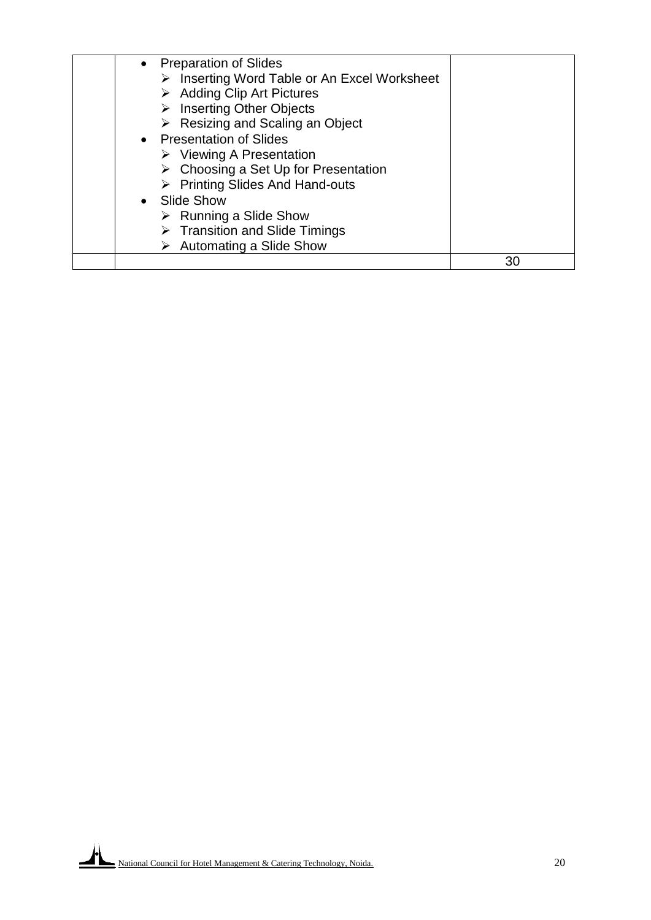| | | |
|---|---|---|
| | • Preparation of Slides<br>➢ Inserting Word Table or An Excel Worksheet<br>➢ Adding Clip Art Pictures<br>➢ Inserting Other Objects<br>➢ Resizing and Scaling an Object<br>• Presentation of Slides<br>➢ Viewing A Presentation<br>➢ Choosing a Set Up for Presentation<br>➢ Printing Slides And Hand-outs<br>• Slide Show<br>➢ Running a Slide Show<br>➢ Transition and Slide Timings<br>➢ Automating a Slide Show | |
| | | 30 |